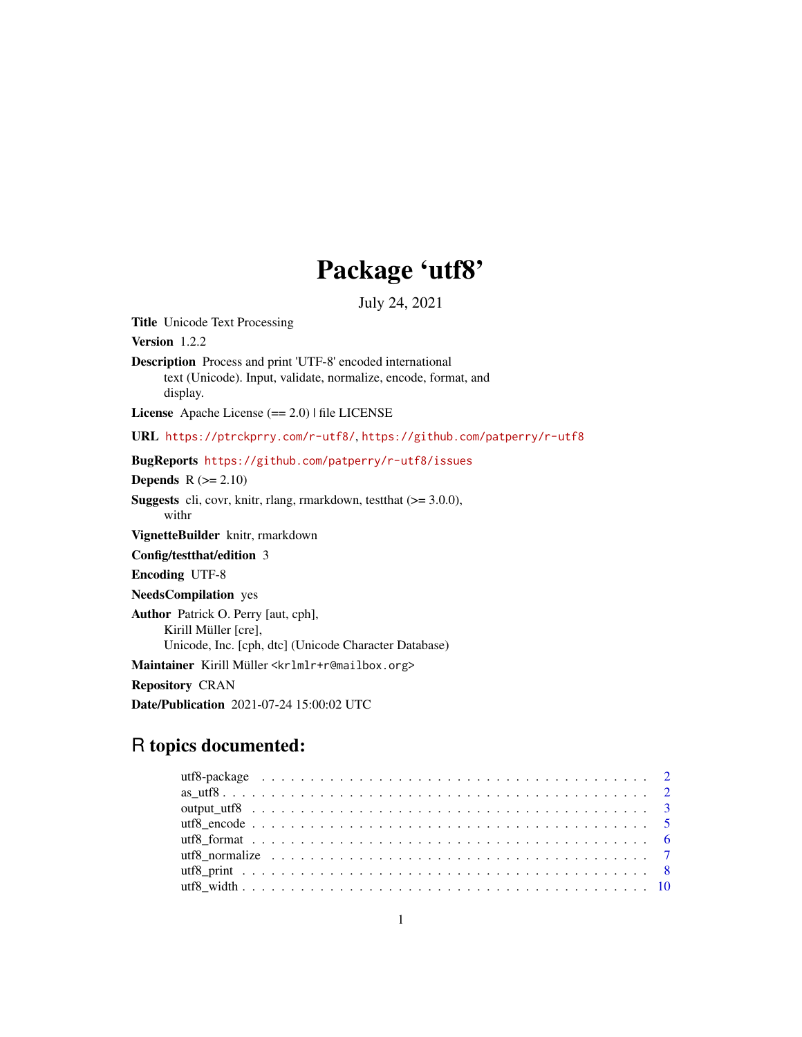# Package 'utf8'

July 24, 2021

**Title** Unicode Text Processing

**Version** 1.2.2

**Description** Process and print 'UTF-8' encoded international text (Unicode). Input, validate, normalize, encode, format, and display.

**License** Apache License (== 2.0) | file LICENSE

**URL** https://ptrckprry.com/r-utf8/, https://github.com/patperry/r-utf8

**BugReports** https://github.com/patperry/r-utf8/issues

**Depends** R (>= 2.10)

**Suggests** cli, covr, knitr, rlang, rmarkdown, testthat (>= 3.0.0), withr

**VignetteBuilder** knitr, rmarkdown

**Config/testthat/edition** 3

**Encoding** UTF-8

**NeedsCompilation** yes

**Author** Patrick O. Perry [aut, cph], Kirill Müller [cre], Unicode, Inc. [cph, dtc] (Unicode Character Database)

**Maintainer** Kirill Müller <krlmlr+r@mailbox.org>

**Repository** CRAN

**Date/Publication** 2021-07-24 15:00:02 UTC

## R topics documented:

- utf8-package . . . . . . . . . . . . . . . . . . . . . . . . . . . . . . . . . . . . . . . 2
- as_utf8 . . . . . . . . . . . . . . . . . . . . . . . . . . . . . . . . . . . . . . . . . . 2
- output_utf8 . . . . . . . . . . . . . . . . . . . . . . . . . . . . . . . . . . . . . . . 3
- utf8_encode . . . . . . . . . . . . . . . . . . . . . . . . . . . . . . . . . . . . . . . 5
- utf8_format . . . . . . . . . . . . . . . . . . . . . . . . . . . . . . . . . . . . . . . 6
- utf8_normalize . . . . . . . . . . . . . . . . . . . . . . . . . . . . . . . . . . . . . 7
- utf8_print . . . . . . . . . . . . . . . . . . . . . . . . . . . . . . . . . . . . . . . . 8
- utf8_width . . . . . . . . . . . . . . . . . . . . . . . . . . . . . . . . . . . . . . . . 10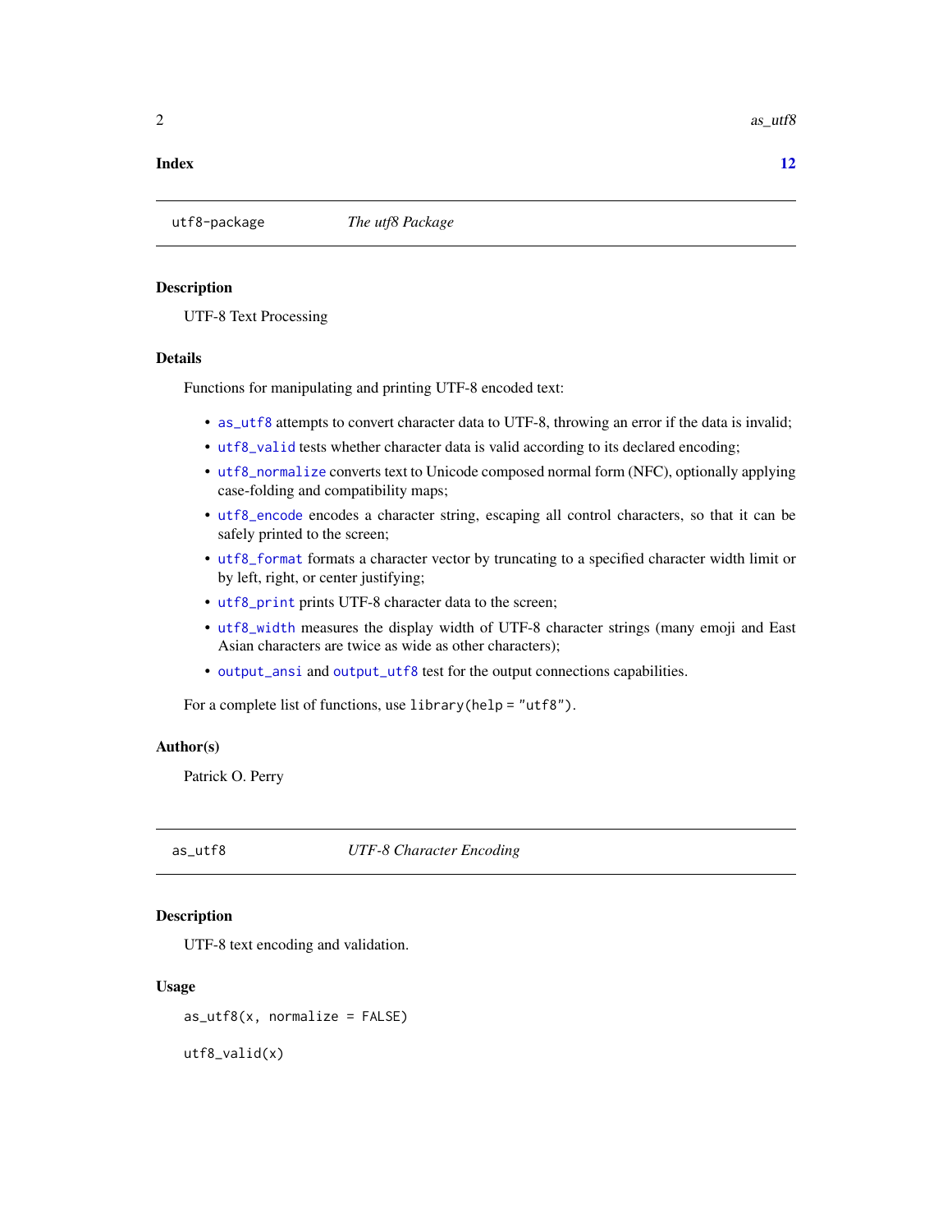**Index** **12**

---

`utf8-package` *The utf8 Package*

---

### Description

UTF-8 Text Processing

### Details

Functions for manipulating and printing UTF-8 encoded text:

- `as_utf8` attempts to convert character data to UTF-8, throwing an error if the data is invalid;
- `utf8_valid` tests whether character data is valid according to its declared encoding;
- `utf8_normalize` converts text to Unicode composed normal form (NFC), optionally applying case-folding and compatibility maps;
- `utf8_encode` encodes a character string, escaping all control characters, so that it can be safely printed to the screen;
- `utf8_format` formats a character vector by truncating to a specified character width limit or by left, right, or center justifying;
- `utf8_print` prints UTF-8 character data to the screen;
- `utf8_width` measures the display width of UTF-8 character strings (many emoji and East Asian characters are twice as wide as other characters);
- `output_ansi` and `output_utf8` test for the output connections capabilities.

For a complete list of functions, use `library(help = "utf8")`.

### Author(s)

Patrick O. Perry

---

`as_utf8` *UTF-8 Character Encoding*

---

### Description

UTF-8 text encoding and validation.

### Usage

```
as_utf8(x, normalize = FALSE)

utf8_valid(x)
```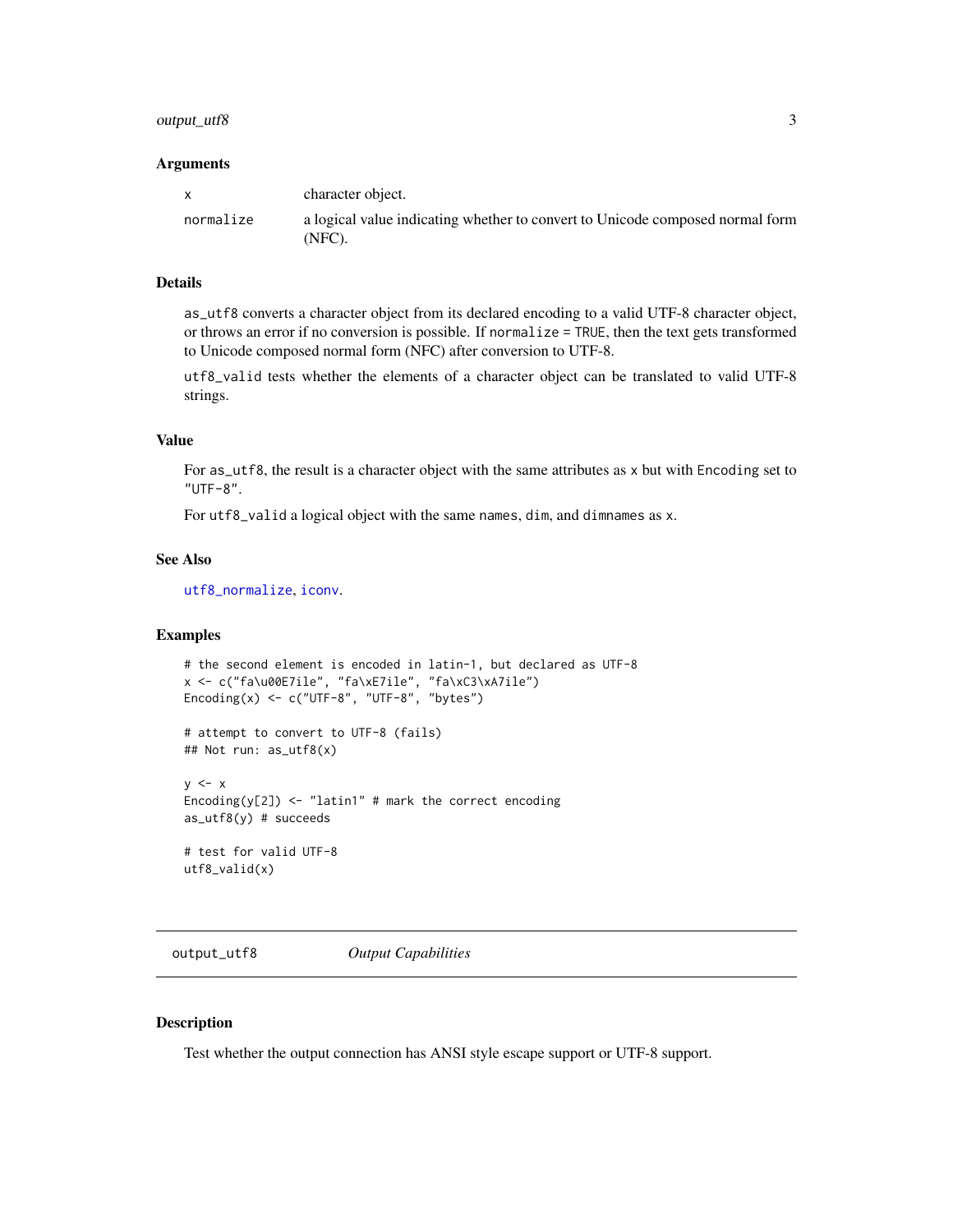### Arguments

| | |
|---|---|
| x | character object. |
| normalize | a logical value indicating whether to convert to Unicode composed normal form (NFC). |

### Details

`as_utf8` converts a character object from its declared encoding to a valid UTF-8 character object, or throws an error if no conversion is possible. If `normalize = TRUE`, then the text gets transformed to Unicode composed normal form (NFC) after conversion to UTF-8.

`utf8_valid` tests whether the elements of a character object can be translated to valid UTF-8 strings.

### Value

For `as_utf8`, the result is a character object with the same attributes as `x` but with `Encoding` set to `"UTF-8"`.

For `utf8_valid` a logical object with the same `names`, `dim`, and `dimnames` as `x`.

### See Also

`utf8_normalize`, `iconv`.

### Examples

```
# the second element is encoded in latin-1, but declared as UTF-8
x <- c("fa\u00E7ile", "fa\xE7ile", "fa\xC3\xA7ile")
Encoding(x) <- c("UTF-8", "UTF-8", "bytes")

# attempt to convert to UTF-8 (fails)
## Not run: as_utf8(x)

y <- x
Encoding(y[2]) <- "latin1" # mark the correct encoding
as_utf8(y) # succeeds

# test for valid UTF-8
utf8_valid(x)
```

---

## output_utf8 — *Output Capabilities*

### Description

Test whether the output connection has ANSI style escape support or UTF-8 support.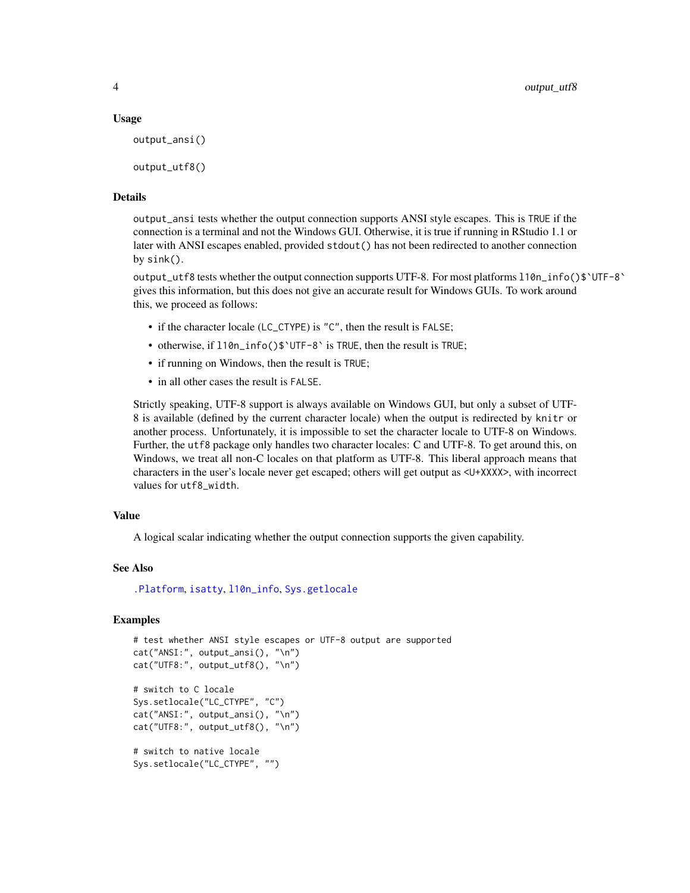## Usage

```
output_ansi()

output_utf8()
```

## Details

`output_ansi` tests whether the output connection supports ANSI style escapes. This is `TRUE` if the connection is a terminal and not the Windows GUI. Otherwise, it is true if running in RStudio 1.1 or later with ANSI escapes enabled, provided `stdout()` has not been redirected to another connection by `sink()`.

`output_utf8` tests whether the output connection supports UTF-8. For most platforms ``l10n_info()$`UTF-8` `` gives this information, but this does not give an accurate result for Windows GUIs. To work around this, we proceed as follows:

- if the character locale (`LC_CTYPE`) is `"C"`, then the result is `FALSE`;
- otherwise, if ``l10n_info()$`UTF-8` `` is `TRUE`, then the result is `TRUE`;
- if running on Windows, then the result is `TRUE`;
- in all other cases the result is `FALSE`.

Strictly speaking, UTF-8 support is always available on Windows GUI, but only a subset of UTF-8 is available (defined by the current character locale) when the output is redirected by `knitr` or another process. Unfortunately, it is impossible to set the character locale to UTF-8 on Windows. Further, the `utf8` package only handles two character locales: C and UTF-8. To get around this, on Windows, we treat all non-C locales on that platform as UTF-8. This liberal approach means that characters in the user's locale never get escaped; others will get output as `<U+XXXX>`, with incorrect values for `utf8_width`.

## Value

A logical scalar indicating whether the output connection supports the given capability.

## See Also

`.Platform`, `isatty`, `l10n_info`, `Sys.getlocale`

## Examples

```
# test whether ANSI style escapes or UTF-8 output are supported
cat("ANSI:", output_ansi(), "\n")
cat("UTF8:", output_utf8(), "\n")

# switch to C locale
Sys.setlocale("LC_CTYPE", "C")
cat("ANSI:", output_ansi(), "\n")
cat("UTF8:", output_utf8(), "\n")

# switch to native locale
Sys.setlocale("LC_CTYPE", "")
```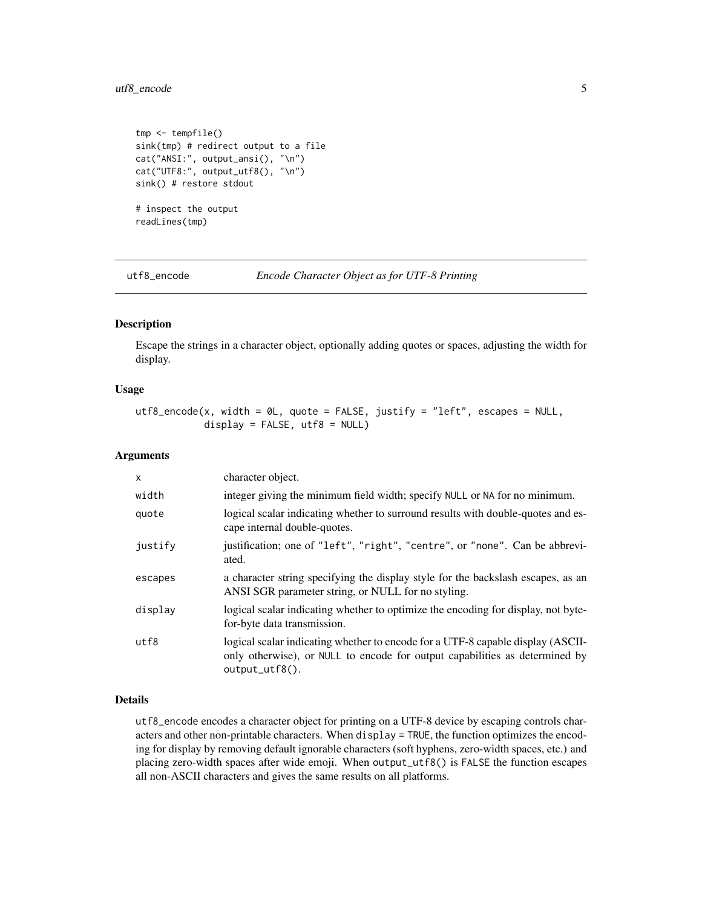```
tmp <- tempfile()
sink(tmp) # redirect output to a file
cat("ANSI:", output_ansi(), "\n")
cat("UTF8:", output_utf8(), "\n")
sink() # restore stdout

# inspect the output
readLines(tmp)
```

## utf8_encode — *Encode Character Object as for UTF-8 Printing*

### Description

Escape the strings in a character object, optionally adding quotes or spaces, adjusting the width for display.

### Usage

```
utf8_encode(x, width = 0L, quote = FALSE, justify = "left", escapes = NULL,
            display = FALSE, utf8 = NULL)
```

### Arguments

| | |
|---|---|
| `x` | character object. |
| `width` | integer giving the minimum field width; specify `NULL` or `NA` for no minimum. |
| `quote` | logical scalar indicating whether to surround results with double-quotes and escape internal double-quotes. |
| `justify` | justification; one of `"left"`, `"right"`, `"centre"`, or `"none"`. Can be abbreviated. |
| `escapes` | a character string specifying the display style for the backslash escapes, as an ANSI SGR parameter string, or NULL for no styling. |
| `display` | logical scalar indicating whether to optimize the encoding for display, not byte-for-byte data transmission. |
| `utf8` | logical scalar indicating whether to encode for a UTF-8 capable display (ASCII-only otherwise), or `NULL` to encode for output capabilities as determined by `output_utf8()`. |

### Details

`utf8_encode` encodes a character object for printing on a UTF-8 device by escaping controls characters and other non-printable characters. When `display = TRUE`, the function optimizes the encoding for display by removing default ignorable characters (soft hyphens, zero-width spaces, etc.) and placing zero-width spaces after wide emoji. When `output_utf8()` is `FALSE` the function escapes all non-ASCII characters and gives the same results on all platforms.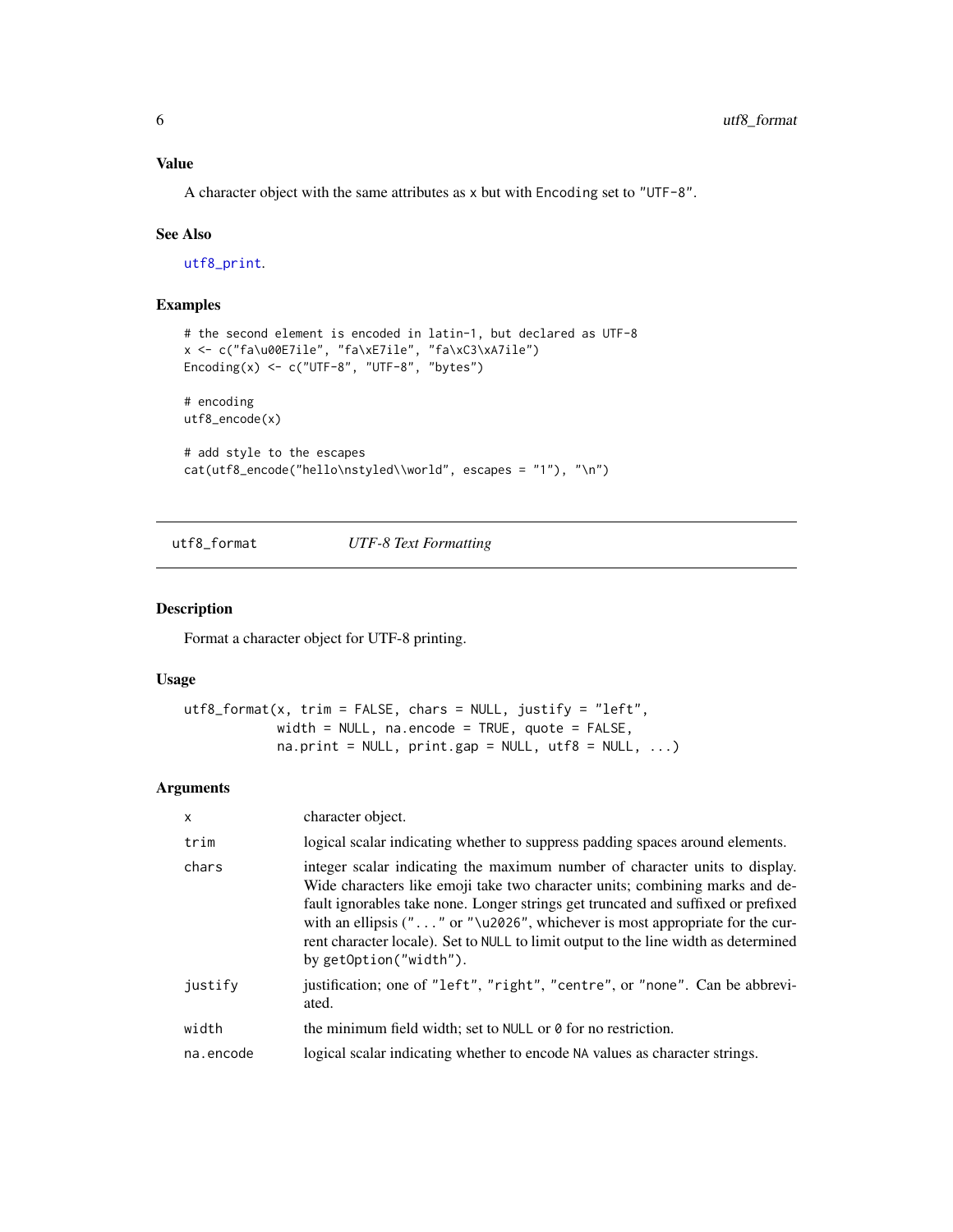### Value

A character object with the same attributes as `x` but with `Encoding` set to `"UTF-8"`.

### See Also

`utf8_print`.

### Examples

```
# the second element is encoded in latin-1, but declared as UTF-8
x <- c("fa\u00E7ile", "fa\xE7ile", "fa\xC3\xA7ile")
Encoding(x) <- c("UTF-8", "UTF-8", "bytes")

# encoding
utf8_encode(x)

# add style to the escapes
cat(utf8_encode("hello\nstyled\\world", escapes = "1"), "\n")
```

---

## utf8_format — *UTF-8 Text Formatting*

---

### Description

Format a character object for UTF-8 printing.

### Usage

```
utf8_format(x, trim = FALSE, chars = NULL, justify = "left",
            width = NULL, na.encode = TRUE, quote = FALSE,
            na.print = NULL, print.gap = NULL, utf8 = NULL, ...)
```

### Arguments

| | |
|---|---|
| `x` | character object. |
| `trim` | logical scalar indicating whether to suppress padding spaces around elements. |
| `chars` | integer scalar indicating the maximum number of character units to display. Wide characters like emoji take two character units; combining marks and default ignorables take none. Longer strings get truncated and suffixed or prefixed with an ellipsis (`"..."` or `"\u2026"`, whichever is most appropriate for the current character locale). Set to `NULL` to limit output to the line width as determined by `getOption("width")`. |
| `justify` | justification; one of `"left"`, `"right"`, `"centre"`, or `"none"`. Can be abbreviated. |
| `width` | the minimum field width; set to `NULL` or `0` for no restriction. |
| `na.encode` | logical scalar indicating whether to encode `NA` values as character strings. |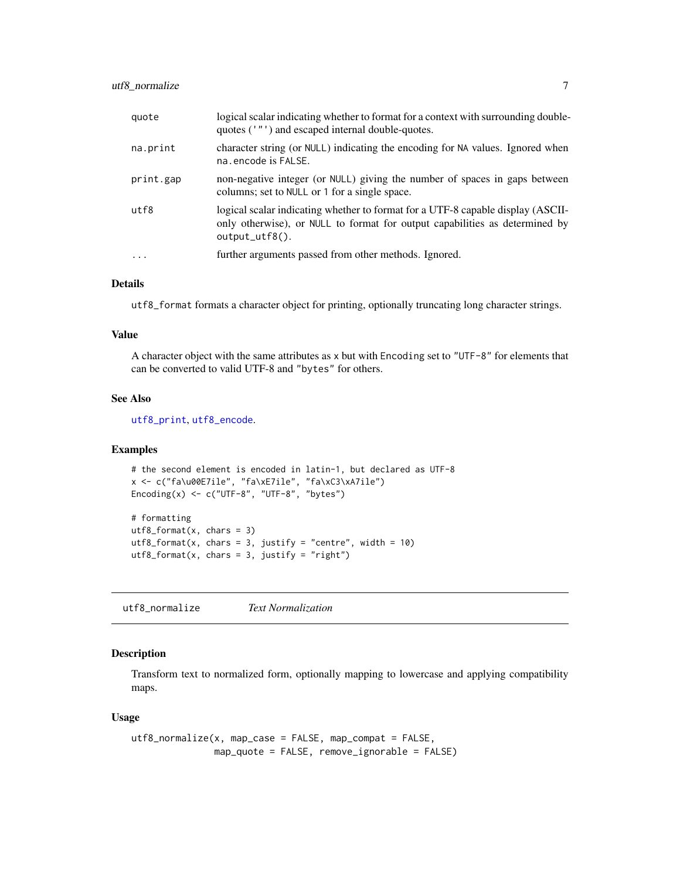| | |
|---|---|
| `quote` | logical scalar indicating whether to format for a context with surrounding double-quotes (`'"'`) and escaped internal double-quotes. |
| `na.print` | character string (or `NULL`) indicating the encoding for `NA` values. Ignored when `na.encode` is `FALSE`. |
| `print.gap` | non-negative integer (or `NULL`) giving the number of spaces in gaps between columns; set to `NULL` or `1` for a single space. |
| `utf8` | logical scalar indicating whether to format for a UTF-8 capable display (ASCII-only otherwise), or `NULL` to format for output capabilities as determined by `output_utf8()`. |
| `...` | further arguments passed from other methods. Ignored. |

### Details

`utf8_format` formats a character object for printing, optionally truncating long character strings.

### Value

A character object with the same attributes as `x` but with `Encoding` set to `"UTF-8"` for elements that can be converted to valid UTF-8 and `"bytes"` for others.

### See Also

`utf8_print`, `utf8_encode`.

### Examples

```
# the second element is encoded in latin-1, but declared as UTF-8
x <- c("fa\u00E7ile", "fa\xE7ile", "fa\xC3\xA7ile")
Encoding(x) <- c("UTF-8", "UTF-8", "bytes")

# formatting
utf8_format(x, chars = 3)
utf8_format(x, chars = 3, justify = "centre", width = 10)
utf8_format(x, chars = 3, justify = "right")
```

---

## `utf8_normalize` *Text Normalization*

### Description

Transform text to normalized form, optionally mapping to lowercase and applying compatibility maps.

### Usage

```
utf8_normalize(x, map_case = FALSE, map_compat = FALSE,
               map_quote = FALSE, remove_ignorable = FALSE)
```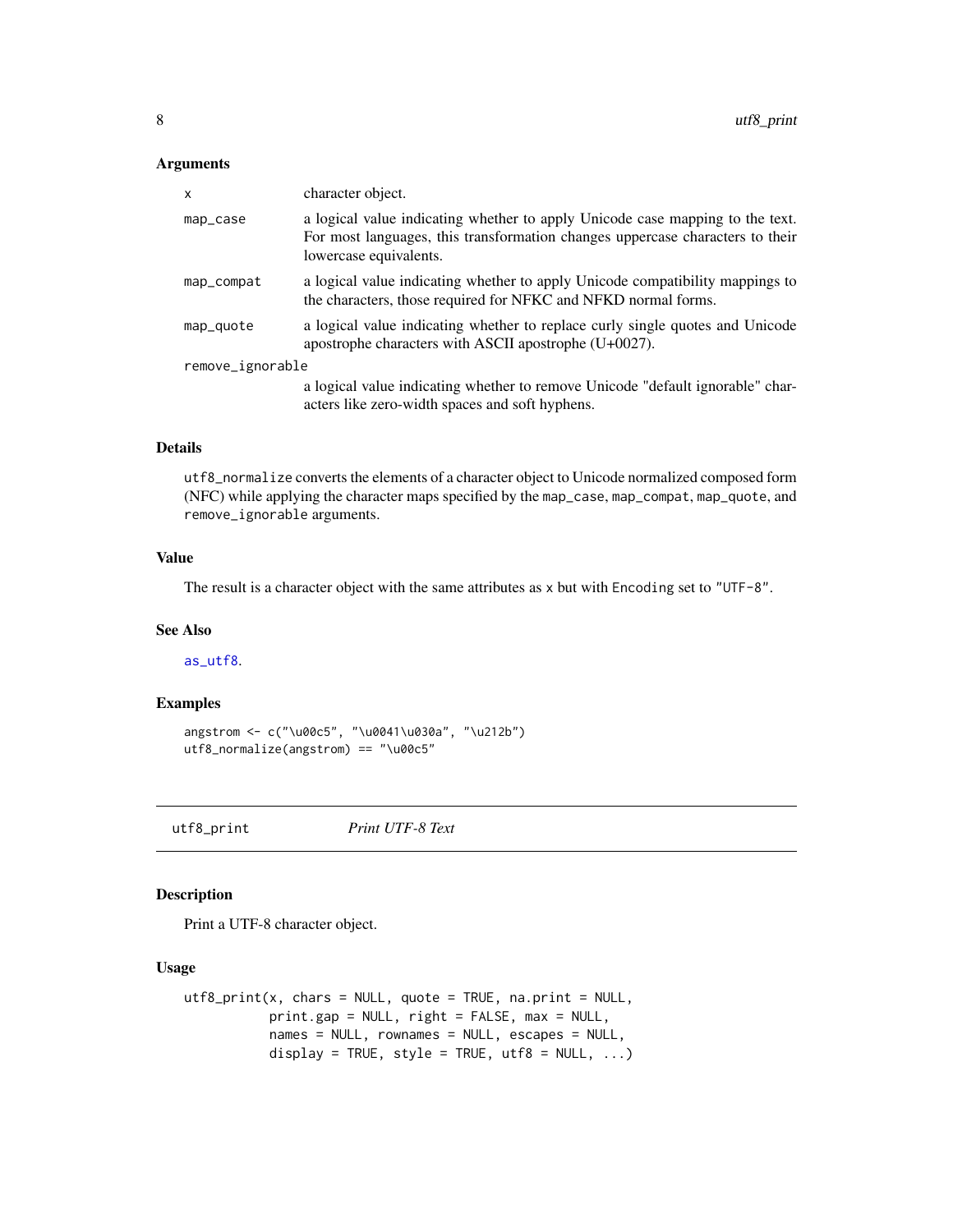### Arguments

| | |
|---|---|
| `x` | character object. |
| `map_case` | a logical value indicating whether to apply Unicode case mapping to the text. For most languages, this transformation changes uppercase characters to their lowercase equivalents. |
| `map_compat` | a logical value indicating whether to apply Unicode compatibility mappings to the characters, those required for NFKC and NFKD normal forms. |
| `map_quote` | a logical value indicating whether to replace curly single quotes and Unicode apostrophe characters with ASCII apostrophe (U+0027). |
| `remove_ignorable` | a logical value indicating whether to remove Unicode "default ignorable" characters like zero-width spaces and soft hyphens. |

### Details

`utf8_normalize` converts the elements of a character object to Unicode normalized composed form (NFC) while applying the character maps specified by the `map_case`, `map_compat`, `map_quote`, and `remove_ignorable` arguments.

### Value

The result is a character object with the same attributes as `x` but with `Encoding` set to `"UTF-8"`.

### See Also

`as_utf8`.

### Examples

```
angstrom <- c("\u00c5", "\u0041\u030a", "\u212b")
utf8_normalize(angstrom) == "\u00c5"
```

## utf8_print *Print UTF-8 Text*

### Description

Print a UTF-8 character object.

### Usage

```
utf8_print(x, chars = NULL, quote = TRUE, na.print = NULL,
           print.gap = NULL, right = FALSE, max = NULL,
           names = NULL, rownames = NULL, escapes = NULL,
           display = TRUE, style = TRUE, utf8 = NULL, ...)
```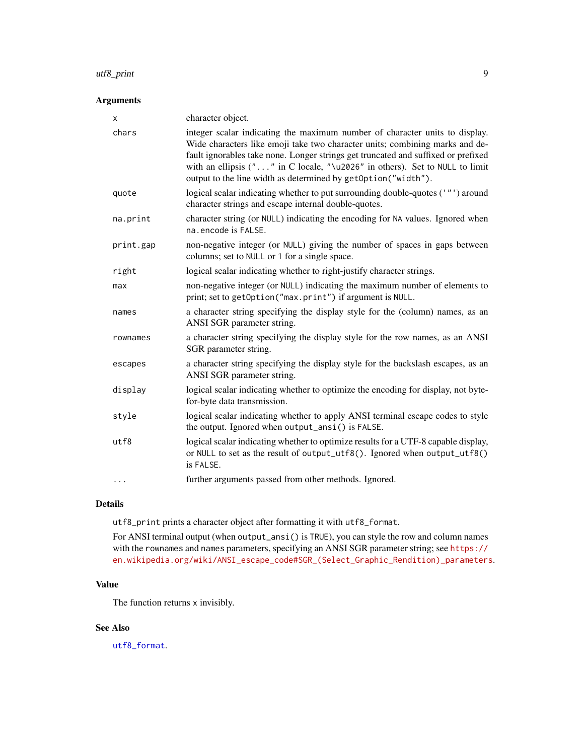### Arguments

| | |
|---|---|
| `x` | character object. |
| `chars` | integer scalar indicating the maximum number of character units to display. Wide characters like emoji take two character units; combining marks and default ignorables take none. Longer strings get truncated and suffixed or prefixed with an ellipsis (`"..."` in C locale, `"\u2026"` in others). Set to `NULL` to limit output to the line width as determined by `getOption("width")`. |
| `quote` | logical scalar indicating whether to put surrounding double-quotes (`'"'`) around character strings and escape internal double-quotes. |
| `na.print` | character string (or `NULL`) indicating the encoding for `NA` values. Ignored when `na.encode` is `FALSE`. |
| `print.gap` | non-negative integer (or `NULL`) giving the number of spaces in gaps between columns; set to `NULL` or `1` for a single space. |
| `right` | logical scalar indicating whether to right-justify character strings. |
| `max` | non-negative integer (or `NULL`) indicating the maximum number of elements to print; set to `getOption("max.print")` if argument is `NULL`. |
| `names` | a character string specifying the display style for the (column) names, as an ANSI SGR parameter string. |
| `rownames` | a character string specifying the display style for the row names, as an ANSI SGR parameter string. |
| `escapes` | a character string specifying the display style for the backslash escapes, as an ANSI SGR parameter string. |
| `display` | logical scalar indicating whether to optimize the encoding for display, not byte-for-byte data transmission. |
| `style` | logical scalar indicating whether to apply ANSI terminal escape codes to style the output. Ignored when `output_ansi()` is `FALSE`. |
| `utf8` | logical scalar indicating whether to optimize results for a UTF-8 capable display, or `NULL` to set as the result of `output_utf8()`. Ignored when `output_utf8()` is `FALSE`. |
| `...` | further arguments passed from other methods. Ignored. |

### Details

`utf8_print` prints a character object after formatting it with `utf8_format`.

For ANSI terminal output (when `output_ansi()` is `TRUE`), you can style the row and column names with the `rownames` and `names` parameters, specifying an ANSI SGR parameter string; see https://en.wikipedia.org/wiki/ANSI_escape_code#SGR_(Select_Graphic_Rendition)_parameters.

### Value

The function returns `x` invisibly.

### See Also

`utf8_format`.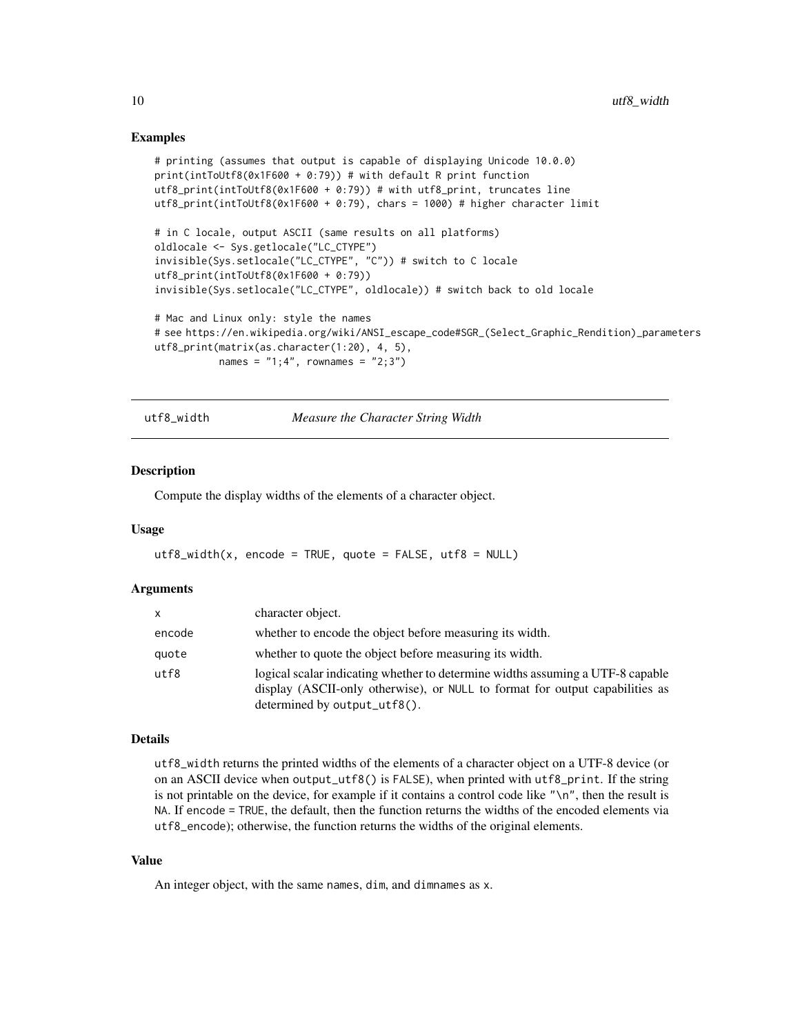### Examples

```
# printing (assumes that output is capable of displaying Unicode 10.0.0)
print(intToUtf8(0x1F600 + 0:79)) # with default R print function
utf8_print(intToUtf8(0x1F600 + 0:79)) # with utf8_print, truncates line
utf8_print(intToUtf8(0x1F600 + 0:79), chars = 1000) # higher character limit

# in C locale, output ASCII (same results on all platforms)
oldlocale <- Sys.getlocale("LC_CTYPE")
invisible(Sys.setlocale("LC_CTYPE", "C")) # switch to C locale
utf8_print(intToUtf8(0x1F600 + 0:79))
invisible(Sys.setlocale("LC_CTYPE", oldlocale)) # switch back to old locale

# Mac and Linux only: style the names
# see https://en.wikipedia.org/wiki/ANSI_escape_code#SGR_(Select_Graphic_Rendition)_parameters
utf8_print(matrix(as.character(1:20), 4, 5),
           names = "1;4", rownames = "2;3")
```

---

## utf8_width *Measure the Character String Width*

### Description

Compute the display widths of the elements of a character object.

### Usage

```
utf8_width(x, encode = TRUE, quote = FALSE, utf8 = NULL)
```

### Arguments

| | |
|---|---|
| x | character object. |
| encode | whether to encode the object before measuring its width. |
| quote | whether to quote the object before measuring its width. |
| utf8 | logical scalar indicating whether to determine widths assuming a UTF-8 capable display (ASCII-only otherwise), or NULL to format for output capabilities as determined by output_utf8(). |

### Details

utf8_width returns the printed widths of the elements of a character object on a UTF-8 device (or on an ASCII device when output_utf8() is FALSE), when printed with utf8_print. If the string is not printable on the device, for example if it contains a control code like "\n", then the result is NA. If encode = TRUE, the default, then the function returns the widths of the encoded elements via utf8_encode); otherwise, the function returns the widths of the original elements.

### Value

An integer object, with the same names, dim, and dimnames as x.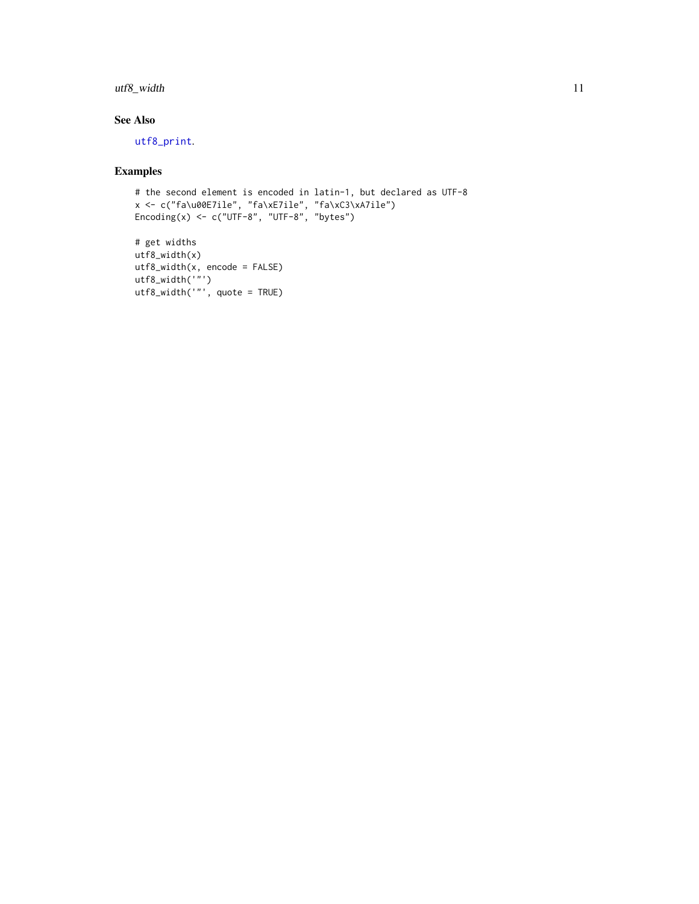## See Also

utf8_print.

## Examples

```
# the second element is encoded in latin-1, but declared as UTF-8
x <- c("fa\u00E7ile", "fa\xE7ile", "fa\xC3\xA7ile")
Encoding(x) <- c("UTF-8", "UTF-8", "bytes")

# get widths
utf8_width(x)
utf8_width(x, encode = FALSE)
utf8_width('"')
utf8_width('"', quote = TRUE)
```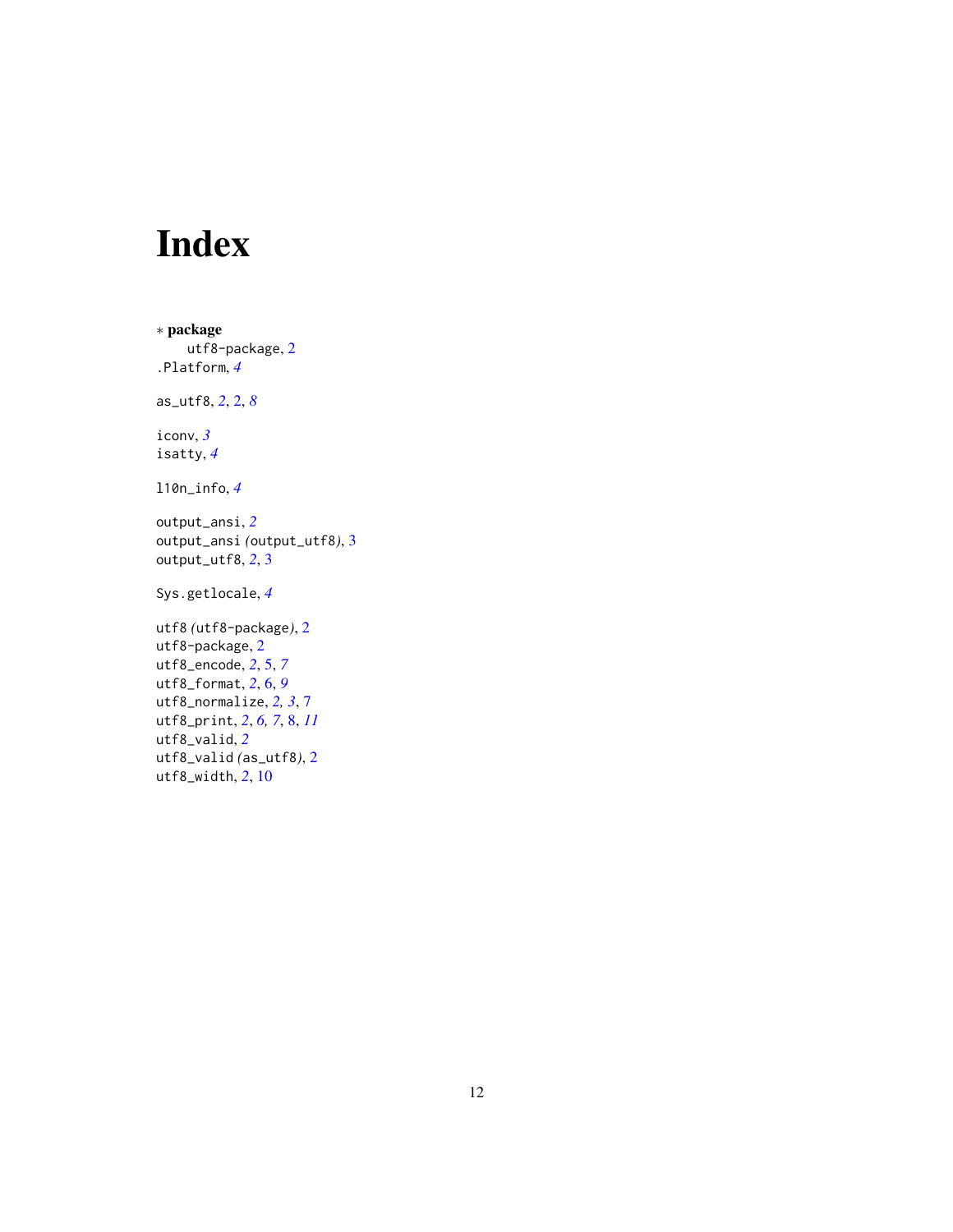# Index

∗ **package**
    utf8-package, 2

.Platform, *4*

as_utf8, *2*, 2, *8*

iconv, *3*

isatty, *4*

l10n_info, *4*

output_ansi, *2*

output_ansi *(*output_utf8*)*, 3

output_utf8, *2*, 3

Sys.getlocale, *4*

utf8 *(*utf8-package*)*, 2

utf8-package, 2

utf8_encode, *2*, 5, *7*

utf8_format, *2*, 6, *9*

utf8_normalize, *2, 3*, 7

utf8_print, *2*, *6, 7*, 8, *11*

utf8_valid, *2*

utf8_valid *(*as_utf8*)*, 2

utf8_width, *2*, 10